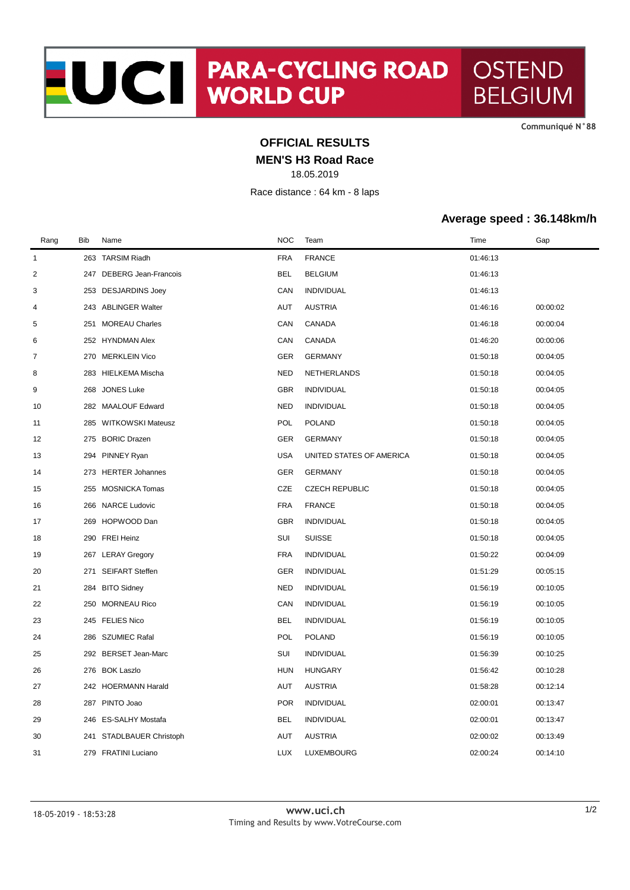# UCI PARA-CYCLING ROAD WORLD CUP

## OSTEND BELGIUM

Communiqué N°88

## OFFICIAL RESULTS

## MEN'S H3 Road Race

18.05.2019

Race distance : 64 km - 8 laps

**Average speed : 36.148km/h**

| Rang | Bib | Name | NOC | Team | Time | Gap |
|---|---|---|---|---|---|---|
| 1 | 263 | TARSIM Riadh | FRA | FRANCE | 01:46:13 | |
| 2 | 247 | DEBERG Jean-Francois | BEL | BELGIUM | 01:46:13 | |
| 3 | 253 | DESJARDINS Joey | CAN | INDIVIDUAL | 01:46:13 | |
| 4 | 243 | ABLINGER Walter | AUT | AUSTRIA | 01:46:16 | 00:00:02 |
| 5 | 251 | MOREAU Charles | CAN | CANADA | 01:46:18 | 00:00:04 |
| 6 | 252 | HYNDMAN Alex | CAN | CANADA | 01:46:20 | 00:00:06 |
| 7 | 270 | MERKLEIN Vico | GER | GERMANY | 01:50:18 | 00:04:05 |
| 8 | 283 | HIELKEMA Mischa | NED | NETHERLANDS | 01:50:18 | 00:04:05 |
| 9 | 268 | JONES Luke | GBR | INDIVIDUAL | 01:50:18 | 00:04:05 |
| 10 | 282 | MAALOUF Edward | NED | INDIVIDUAL | 01:50:18 | 00:04:05 |
| 11 | 285 | WITKOWSKI Mateusz | POL | POLAND | 01:50:18 | 00:04:05 |
| 12 | 275 | BORIC Drazen | GER | GERMANY | 01:50:18 | 00:04:05 |
| 13 | 294 | PINNEY Ryan | USA | UNITED STATES OF AMERICA | 01:50:18 | 00:04:05 |
| 14 | 273 | HERTER Johannes | GER | GERMANY | 01:50:18 | 00:04:05 |
| 15 | 255 | MOSNICKA Tomas | CZE | CZECH REPUBLIC | 01:50:18 | 00:04:05 |
| 16 | 266 | NARCE Ludovic | FRA | FRANCE | 01:50:18 | 00:04:05 |
| 17 | 269 | HOPWOOD Dan | GBR | INDIVIDUAL | 01:50:18 | 00:04:05 |
| 18 | 290 | FREI Heinz | SUI | SUISSE | 01:50:18 | 00:04:05 |
| 19 | 267 | LERAY Gregory | FRA | INDIVIDUAL | 01:50:22 | 00:04:09 |
| 20 | 271 | SEIFART Steffen | GER | INDIVIDUAL | 01:51:29 | 00:05:15 |
| 21 | 284 | BITO Sidney | NED | INDIVIDUAL | 01:56:19 | 00:10:05 |
| 22 | 250 | MORNEAU Rico | CAN | INDIVIDUAL | 01:56:19 | 00:10:05 |
| 23 | 245 | FELIES Nico | BEL | INDIVIDUAL | 01:56:19 | 00:10:05 |
| 24 | 286 | SZUMIEC Rafal | POL | POLAND | 01:56:19 | 00:10:05 |
| 25 | 292 | BERSET Jean-Marc | SUI | INDIVIDUAL | 01:56:39 | 00:10:25 |
| 26 | 276 | BOK Laszlo | HUN | HUNGARY | 01:56:42 | 00:10:28 |
| 27 | 242 | HOERMANN Harald | AUT | AUSTRIA | 01:58:28 | 00:12:14 |
| 28 | 287 | PINTO Joao | POR | INDIVIDUAL | 02:00:01 | 00:13:47 |
| 29 | 246 | ES-SALHY Mostafa | BEL | INDIVIDUAL | 02:00:01 | 00:13:47 |
| 30 | 241 | STADLBAUER Christoph | AUT | AUSTRIA | 02:00:02 | 00:13:49 |
| 31 | 279 | FRATINI Luciano | LUX | LUXEMBOURG | 02:00:24 | 00:14:10 |

18-05-2019 - 18:53:28

www.uci.ch

Timing and Results by www.VotreCourse.com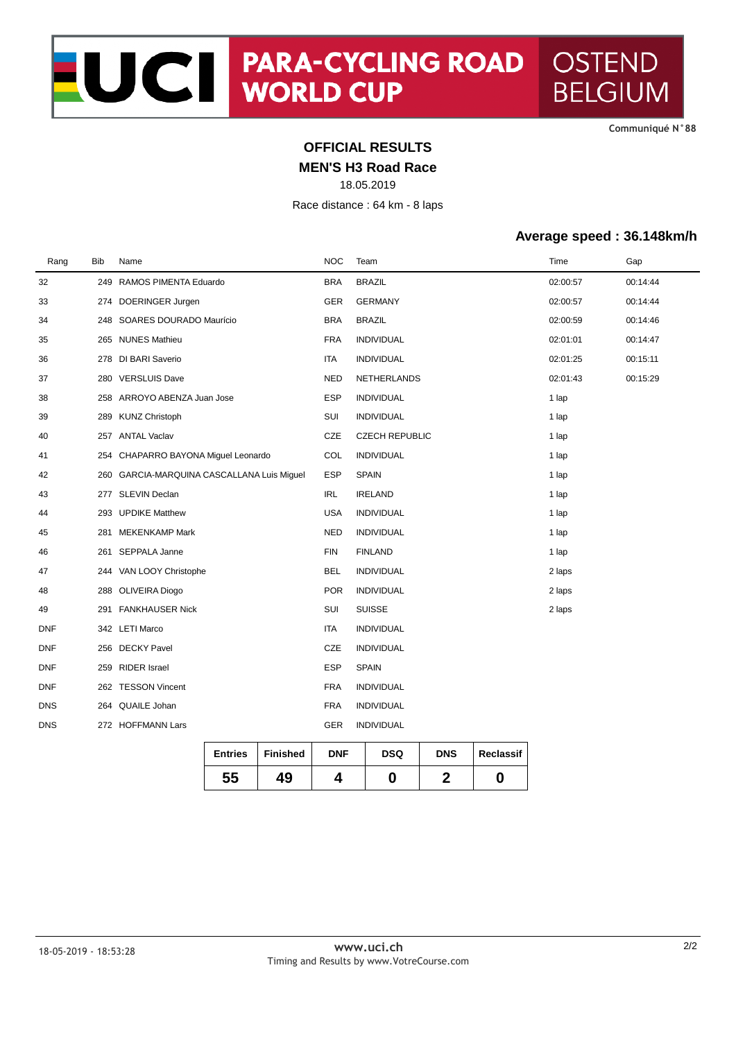UCI PARA-CYCLING ROAD WORLD CUP OSTEND BELGIUM

Communiqué N°88

# OFFICIAL RESULTS

## MEN'S H3 Road Race

18.05.2019

Race distance : 64 km - 8 laps

### Average speed : 36.148km/h

| Rang | Bib | Name | NOC | Team | Time | Gap |
|---|---|---|---|---|---|---|
| 32 | 249 | RAMOS PIMENTA Eduardo | BRA | BRAZIL | 02:00:57 | 00:14:44 |
| 33 | 274 | DOERINGER Jurgen | GER | GERMANY | 02:00:57 | 00:14:44 |
| 34 | 248 | SOARES DOURADO Maurício | BRA | BRAZIL | 02:00:59 | 00:14:46 |
| 35 | 265 | NUNES Mathieu | FRA | INDIVIDUAL | 02:01:01 | 00:14:47 |
| 36 | 278 | DI BARI Saverio | ITA | INDIVIDUAL | 02:01:25 | 00:15:11 |
| 37 | 280 | VERSLUIS Dave | NED | NETHERLANDS | 02:01:43 | 00:15:29 |
| 38 | 258 | ARROYO ABENZA Juan Jose | ESP | INDIVIDUAL | 1 lap | |
| 39 | 289 | KUNZ Christoph | SUI | INDIVIDUAL | 1 lap | |
| 40 | 257 | ANTAL Vaclav | CZE | CZECH REPUBLIC | 1 lap | |
| 41 | 254 | CHAPARRO BAYONA Miguel Leonardo | COL | INDIVIDUAL | 1 lap | |
| 42 | 260 | GARCIA-MARQUINA CASCALLANA Luis Miguel | ESP | SPAIN | 1 lap | |
| 43 | 277 | SLEVIN Declan | IRL | IRELAND | 1 lap | |
| 44 | 293 | UPDIKE Matthew | USA | INDIVIDUAL | 1 lap | |
| 45 | 281 | MEKENKAMP Mark | NED | INDIVIDUAL | 1 lap | |
| 46 | 261 | SEPPALA Janne | FIN | FINLAND | 1 lap | |
| 47 | 244 | VAN LOOY Christophe | BEL | INDIVIDUAL | 2 laps | |
| 48 | 288 | OLIVEIRA Diogo | POR | INDIVIDUAL | 2 laps | |
| 49 | 291 | FANKHAUSER Nick | SUI | SUISSE | 2 laps | |
| DNF | 342 | LETI Marco | ITA | INDIVIDUAL | | |
| DNF | 256 | DECKY Pavel | CZE | INDIVIDUAL | | |
| DNF | 259 | RIDER Israel | ESP | SPAIN | | |
| DNF | 262 | TESSON Vincent | FRA | INDIVIDUAL | | |
| DNS | 264 | QUAILE Johan | FRA | INDIVIDUAL | | |
| DNS | 272 | HOFFMANN Lars | GER | INDIVIDUAL | | |

| Entries | Finished | DNF | DSQ | DNS | Reclassif |
|---|---|---|---|---|---|
| 55 | 49 | 4 | 0 | 2 | 0 |

18-05-2019 - 18:53:28

www.uci.ch
Timing and Results by www.VotreCourse.com